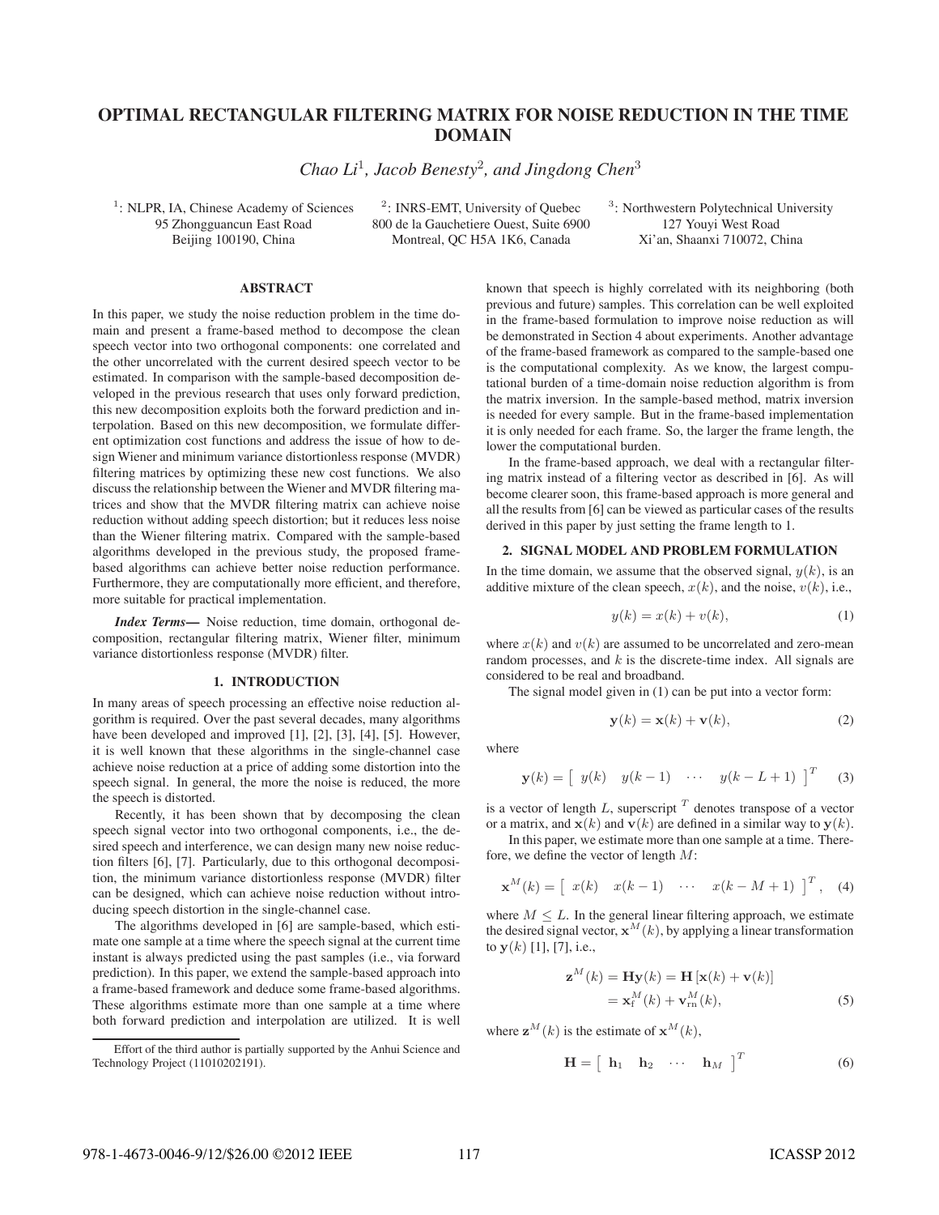# OPTIMAL RECTANGULAR FILTERING MATRIX FOR NOISE REDUCTION IN THE TIME DOMAIN

*Chao Li*[1], *Jacob Benesty*[2], *and Jingdong Chen*[3]

[1]: NLPR, IA, Chinese Academy of Sciences
95 Zhongguancun East Road
Beijing 100190, China

[2]: INRS-EMT, University of Quebec
800 de la Gauchetiere Ouest, Suite 6900
Montreal, QC H5A 1K6, Canada

[3]: Northwestern Polytechnical University
127 Youyi West Road
Xi'an, Shaanxi 710072, China

## ABSTRACT

In this paper, we study the noise reduction problem in the time domain and present a frame-based method to decompose the clean speech vector into two orthogonal components: one correlated and the other uncorrelated with the current desired speech vector to be estimated. In comparison with the sample-based decomposition developed in the previous research that uses only forward prediction, this new decomposition exploits both the forward prediction and interpolation. Based on this new decomposition, we formulate different optimization cost functions and address the issue of how to design Wiener and minimum variance distortionless response (MVDR) filtering matrices by optimizing these new cost functions. We also discuss the relationship between the Wiener and MVDR filtering matrices and show that the MVDR filtering matrix can achieve noise reduction without adding speech distortion; but it reduces less noise than the Wiener filtering matrix. Compared with the sample-based algorithms developed in the previous study, the proposed frame-based algorithms can achieve better noise reduction performance. Furthermore, they are computationally more efficient, and therefore, more suitable for practical implementation.

***Index Terms*—** Noise reduction, time domain, orthogonal decomposition, rectangular filtering matrix, Wiener filter, minimum variance distortionless response (MVDR) filter.

## 1. INTRODUCTION

In many areas of speech processing an effective noise reduction algorithm is required. Over the past several decades, many algorithms have been developed and improved [1], [2], [3], [4], [5]. However, it is well known that these algorithms in the single-channel case achieve noise reduction at a price of adding some distortion into the speech signal. In general, the more the noise is reduced, the more the speech is distorted.

Recently, it has been shown that by decomposing the clean speech signal vector into two orthogonal components, i.e., the desired speech and interference, we can design many new noise reduction filters [6], [7]. Particularly, due to this orthogonal decomposition, the minimum variance distortionless response (MVDR) filter can be designed, which can achieve noise reduction without introducing speech distortion in the single-channel case.

The algorithms developed in [6] are sample-based, which estimate one sample at a time where the speech signal at the current time instant is always predicted using the past samples (i.e., via forward prediction). In this paper, we extend the sample-based approach into a frame-based framework and deduce some frame-based algorithms. These algorithms estimate more than one sample at a time where both forward prediction and interpolation are utilized. It is well known that speech is highly correlated with its neighboring (both previous and future) samples. This correlation can be well exploited in the frame-based formulation to improve noise reduction as will be demonstrated in Section 4 about experiments. Another advantage of the frame-based framework as compared to the sample-based one is the computational complexity. As we know, the largest computational burden of a time-domain noise reduction algorithm is from the matrix inversion. In the sample-based method, matrix inversion is needed for every sample. But in the frame-based implementation it is only needed for each frame. So, the larger the frame length, the lower the computational burden.

In the frame-based approach, we deal with a rectangular filtering matrix instead of a filtering vector as described in [6]. As will become clearer soon, this frame-based approach is more general and all the results from [6] can be viewed as particular cases of the results derived in this paper by just setting the frame length to 1.

Effort of the third author is partially supported by the Anhui Science and Technology Project (11010202191).

## 2. SIGNAL MODEL AND PROBLEM FORMULATION

In the time domain, we assume that the observed signal, $y(k)$, is an additive mixture of the clean speech, $x(k)$, and the noise, $v(k)$, i.e.,

$$y(k) = x(k) + v(k), \tag{1}$$

where $x(k)$ and $v(k)$ are assumed to be uncorrelated and zero-mean random processes, and $k$ is the discrete-time index. All signals are considered to be real and broadband.

The signal model given in (1) can be put into a vector form:

$$\mathbf{y}(k) = \mathbf{x}(k) + \mathbf{v}(k), \tag{2}$$

where

$$\mathbf{y}(k) = \begin{bmatrix} y(k) & y(k-1) & \cdots & y(k-L+1) \end{bmatrix}^T \tag{3}$$

is a vector of length $L$, superscript $^T$ denotes transpose of a vector or a matrix, and $\mathbf{x}(k)$ and $\mathbf{v}(k)$ are defined in a similar way to $\mathbf{y}(k)$.

In this paper, we estimate more than one sample at a time. Therefore, we define the vector of length $M$:

$$\mathbf{x}^M(k) = \begin{bmatrix} x(k) & x(k-1) & \cdots & x(k-M+1) \end{bmatrix}^T, \tag{4}$$

where $M \leq L$. In the general linear filtering approach, we estimate the desired signal vector, $\mathbf{x}^M(k)$, by applying a linear transformation to $\mathbf{y}(k)$ [1], [7], i.e.,

$$\begin{aligned} \mathbf{z}^M(k) &= \mathbf{H}\mathbf{y}(k) = \mathbf{H}\left[\mathbf{x}(k) + \mathbf{v}(k)\right] \\ &= \mathbf{x}_{\mathrm{f}}^M(k) + \mathbf{v}_{\mathrm{rn}}^M(k), \end{aligned} \tag{5}$$

where $\mathbf{z}^M(k)$ is the estimate of $\mathbf{x}^M(k)$,

$$\mathbf{H} = \begin{bmatrix} \mathbf{h}_1 & \mathbf{h}_2 & \cdots & \mathbf{h}_M \end{bmatrix}^T \tag{6}$$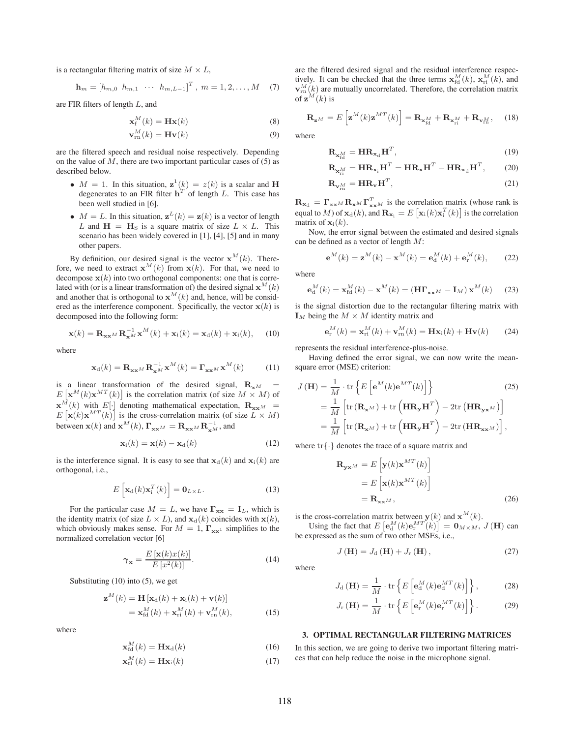is a rectangular filtering matrix of size $M \times L$,

$$\mathbf{h}_m = \begin{bmatrix} h_{m,0} & h_{m,1} & \cdots & h_{m,L-1} \end{bmatrix}^T, \; m = 1, 2, \ldots, M \quad (7)$$

are FIR filters of length $L$, and

$$\mathbf{x}_{\mathrm{f}}^M(k) = \mathbf{H}\mathbf{x}(k) \quad (8)$$

$$\mathbf{v}_{\mathrm{rn}}^M(k) = \mathbf{H}\mathbf{v}(k) \quad (9)$$

are the filtered speech and residual noise respectively. Depending on the value of $M$, there are two important particular cases of (5) as described below.

- $M = 1$. In this situation, $\mathbf{z}^1(k) = z(k)$ is a scalar and $\mathbf{H}$ degenerates to an FIR filter $\mathbf{h}^T$ of length $L$. This case has been well studied in [6].
- $M = L$. In this situation, $\mathbf{z}^L(k) = \mathbf{z}(k)$ is a vector of length $L$ and $\mathbf{H} = \mathbf{H}_{\mathrm{S}}$ is a square matrix of size $L \times L$. This scenario has been widely covered in [1], [4], [5] and in many other papers.

By definition, our desired signal is the vector $\mathbf{x}^M(k)$. Therefore, we need to extract $\mathbf{x}^M(k)$ from $\mathbf{x}(k)$. For that, we need to decompose $\mathbf{x}(k)$ into two orthogonal components: one that is correlated with (or is a linear transformation of) the desired signal $\mathbf{x}^M(k)$ and another that is orthogonal to $\mathbf{x}^M(k)$ and, hence, will be considered as the interference component. Specifically, the vector $\mathbf{x}(k)$ is decomposed into the following form:

$$\mathbf{x}(k) = \mathbf{R}_{\mathbf{x}\mathbf{x}^M}\mathbf{R}_{\mathbf{x}^M}^{-1}\mathbf{x}^M(k) + \mathbf{x}_{\mathrm{i}}(k) = \mathbf{x}_{\mathrm{d}}(k) + \mathbf{x}_{\mathrm{i}}(k), \quad (10)$$

where

$$\mathbf{x}_{\mathrm{d}}(k) = \mathbf{R}_{\mathbf{x}\mathbf{x}^M}\mathbf{R}_{\mathbf{x}^M}^{-1}\mathbf{x}^M(k) = \mathbf{\Gamma}_{\mathbf{x}\mathbf{x}^M}\mathbf{x}^M(k) \quad (11)$$

is a linear transformation of the desired signal, $\mathbf{R}_{\mathbf{x}^M} = E\left[\mathbf{x}^M(k)\mathbf{x}^{MT}(k)\right]$ is the correlation matrix (of size $M \times M$) of $\mathbf{x}^M(k)$ with $E[\cdot]$ denoting mathematical expectation, $\mathbf{R}_{\mathbf{x}\mathbf{x}^M} = E\left[\mathbf{x}(k)\mathbf{x}^{MT}(k)\right]$ is the cross-correlation matrix (of size $L \times M$) between $\mathbf{x}(k)$ and $\mathbf{x}^M(k)$, $\mathbf{\Gamma}_{\mathbf{x}\mathbf{x}^M} = \mathbf{R}_{\mathbf{x}\mathbf{x}^M}\mathbf{R}_{\mathbf{x}^M}^{-1}$, and

$$\mathbf{x}_{\mathrm{i}}(k) = \mathbf{x}(k) - \mathbf{x}_{\mathrm{d}}(k) \quad (12)$$

is the interference signal. It is easy to see that $\mathbf{x}_{\mathrm{d}}(k)$ and $\mathbf{x}_{\mathrm{i}}(k)$ are orthogonal, i.e.,

$$E\left[\mathbf{x}_{\mathrm{d}}(k)\mathbf{x}_{\mathrm{i}}^T(k)\right] = \mathbf{0}_{L \times L}. \quad (13)$$

For the particular case $M = L$, we have $\mathbf{\Gamma}_{\mathbf{x}\mathbf{x}} = \mathbf{I}_L$, which is the identity matrix (of size $L \times L$), and $\mathbf{x}_{\mathrm{d}}(k)$ coincides with $\mathbf{x}(k)$, which obviously makes sense. For $M = 1$, $\mathbf{\Gamma}_{\mathbf{x}\mathbf{x}^1}$ simplifies to the normalized correlation vector [6]

$$\boldsymbol{\gamma}_{\mathbf{x}} = \frac{E\left[\mathbf{x}(k)x(k)\right]}{E\left[x^2(k)\right]}. \quad (14)$$

Substituting (10) into (5), we get

$$\begin{aligned} \mathbf{z}^M(k) &= \mathbf{H}\left[\mathbf{x}_{\mathrm{d}}(k) + \mathbf{x}_{\mathrm{i}}(k) + \mathbf{v}(k)\right] \\ &= \mathbf{x}_{\mathrm{fd}}^M(k) + \mathbf{x}_{\mathrm{ri}}^M(k) + \mathbf{v}_{\mathrm{rn}}^M(k), \end{aligned} \quad (15)$$

where

$$\mathbf{x}_{\mathrm{fd}}^M(k) = \mathbf{H}\mathbf{x}_{\mathrm{d}}(k) \quad (16)$$

$$\mathbf{x}_{\mathrm{ri}}^M(k) = \mathbf{H}\mathbf{x}_{\mathrm{i}}(k) \quad (17)$$

are the filtered desired signal and the residual interference respectively. It can be checked that the three terms $\mathbf{x}_{\mathrm{fd}}^M(k)$, $\mathbf{x}_{\mathrm{ri}}^M(k)$, and $\mathbf{v}_{\mathrm{rn}}^M(k)$ are mutually uncorrelated. Therefore, the correlation matrix of $\mathbf{z}^M(k)$ is

$$\mathbf{R}_{\mathbf{z}^M} = E\left[\mathbf{z}^M(k)\mathbf{z}^{MT}(k)\right] = \mathbf{R}_{\mathbf{x}_{\mathrm{fd}}^M} + \mathbf{R}_{\mathbf{x}_{\mathrm{ri}}^M} + \mathbf{R}_{\mathbf{v}_{\mathrm{rn}}^M}, \quad (18)$$

where

$$\mathbf{R}_{\mathbf{x}_{\mathrm{fd}}^M} = \mathbf{H}\mathbf{R}_{\mathbf{x}_{\mathrm{d}}}\mathbf{H}^T, \quad (19)$$

$$\mathbf{R}_{\mathbf{x}_{\mathrm{ri}}^M} = \mathbf{H}\mathbf{R}_{\mathbf{x}_{\mathrm{i}}}\mathbf{H}^T = \mathbf{H}\mathbf{R}_{\mathbf{x}}\mathbf{H}^T - \mathbf{H}\mathbf{R}_{\mathbf{x}_{\mathrm{d}}}\mathbf{H}^T, \quad (20)$$

$$\mathbf{R}_{\mathbf{v}_{\mathrm{rn}}^M} = \mathbf{H}\mathbf{R}_{\mathbf{v}}\mathbf{H}^T, \quad (21)$$

$\mathbf{R}_{\mathbf{x}_{\mathrm{d}}} = \mathbf{\Gamma}_{\mathbf{x}\mathbf{x}^M}\mathbf{R}_{\mathbf{x}^M}\mathbf{\Gamma}_{\mathbf{x}\mathbf{x}^M}^T$ is the correlation matrix (whose rank is equal to $M$) of $\mathbf{x}_{\mathrm{d}}(k)$, and $\mathbf{R}_{\mathbf{x}_{\mathrm{i}}} = E\left[\mathbf{x}_{\mathrm{i}}(k)\mathbf{x}_{\mathrm{i}}^T(k)\right]$ is the correlation matrix of $\mathbf{x}_{\mathrm{i}}(k)$.

Now, the error signal between the estimated and desired signals can be defined as a vector of length $M$:

$$\mathbf{e}^M(k) = \mathbf{z}^M(k) - \mathbf{x}^M(k) = \mathbf{e}_{\mathrm{d}}^M(k) + \mathbf{e}_{\mathrm{r}}^M(k), \quad (22)$$

where

$$\mathbf{e}_{\mathrm{d}}^M(k) = \mathbf{x}_{\mathrm{fd}}^M(k) - \mathbf{x}^M(k) = \left(\mathbf{H}\mathbf{\Gamma}_{\mathbf{x}\mathbf{x}^M} - \mathbf{I}_M\right)\mathbf{x}^M(k) \quad (23)$$

is the signal distortion due to the rectangular filtering matrix with $\mathbf{I}_M$ being the $M \times M$ identity matrix and

$$\mathbf{e}_{\mathrm{r}}^M(k) = \mathbf{x}_{\mathrm{ri}}^M(k) + \mathbf{v}_{\mathrm{rn}}^M(k) = \mathbf{H}\mathbf{x}_{\mathrm{i}}(k) + \mathbf{H}\mathbf{v}(k) \quad (24)$$

represents the residual interference-plus-noise.

Having defined the error signal, we can now write the mean-square error (MSE) criterion:

$$\begin{aligned} J(\mathbf{H}) &= \frac{1}{M} \cdot \mathrm{tr}\left\{E\left[\mathbf{e}^M(k)\mathbf{e}^{MT}(k)\right]\right\} \\ &= \frac{1}{M}\left[\mathrm{tr}\left(\mathbf{R}_{\mathbf{x}^M}\right) + \mathrm{tr}\left(\mathbf{H}\mathbf{R}_{\mathbf{y}}\mathbf{H}^T\right) - 2\mathrm{tr}\left(\mathbf{H}\mathbf{R}_{\mathbf{y}\mathbf{x}^M}\right)\right] \\ &= \frac{1}{M}\left[\mathrm{tr}\left(\mathbf{R}_{\mathbf{x}^M}\right) + \mathrm{tr}\left(\mathbf{H}\mathbf{R}_{\mathbf{y}}\mathbf{H}^T\right) - 2\mathrm{tr}\left(\mathbf{H}\mathbf{R}_{\mathbf{x}\mathbf{x}^M}\right)\right], \end{aligned} \quad (25)$$

where $\mathrm{tr}\{\cdot\}$ denotes the trace of a square matrix and

$$\begin{aligned} \mathbf{R}_{\mathbf{y}\mathbf{x}^M} &= E\left[\mathbf{y}(k)\mathbf{x}^{MT}(k)\right] \\ &= E\left[\mathbf{x}(k)\mathbf{x}^{MT}(k)\right] \\ &= \mathbf{R}_{\mathbf{x}\mathbf{x}^M}, \end{aligned} \quad (26)$$

is the cross-correlation matrix between $\mathbf{y}(k)$ and $\mathbf{x}^M(k)$.

Using the fact that $E\left[\mathbf{e}_{\mathrm{d}}^M(k)\mathbf{e}_{\mathrm{r}}^{MT}(k)\right] = \mathbf{0}_{M \times M}$, $J(\mathbf{H})$ can be expressed as the sum of two other MSEs, i.e.,

$$J(\mathbf{H}) = J_{\mathrm{d}}(\mathbf{H}) + J_{\mathrm{r}}(\mathbf{H}), \quad (27)$$

where

$$J_{\mathrm{d}}(\mathbf{H}) = \frac{1}{M} \cdot \mathrm{tr}\left\{E\left[\mathbf{e}_{\mathrm{d}}^M(k)\mathbf{e}_{\mathrm{d}}^{MT}(k)\right]\right\}, \quad (28)$$

$$J_{\mathrm{r}}(\mathbf{H}) = \frac{1}{M} \cdot \mathrm{tr}\left\{E\left[\mathbf{e}_{\mathrm{r}}^M(k)\mathbf{e}_{\mathrm{r}}^{MT}(k)\right]\right\}. \quad (29)$$

## 3. OPTIMAL RECTANGULAR FILTERING MATRICES

In this section, we are going to derive two important filtering matrices that can help reduce the noise in the microphone signal.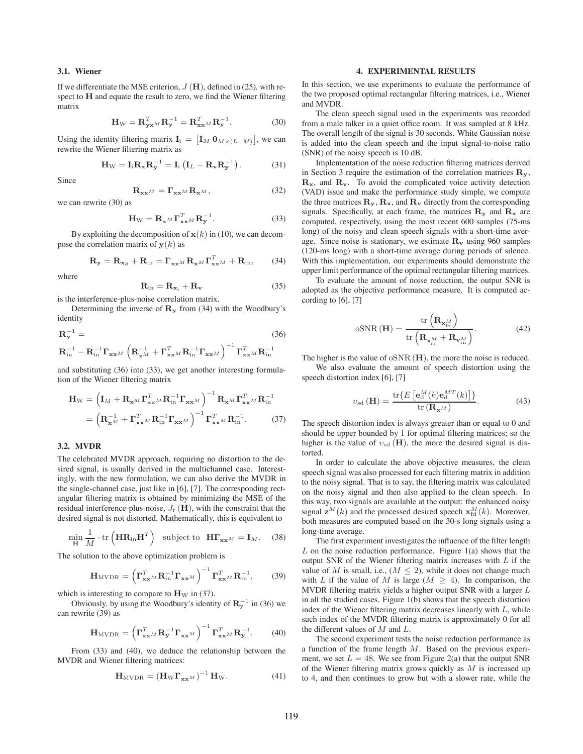### 3.1. Wiener

If we differentiate the MSE criterion, $J(\mathbf{H})$, defined in (25), with respect to $\mathbf{H}$ and equate the result to zero, we find the Wiener filtering matrix

$$\mathbf{H}_{\mathrm{W}} = \mathbf{R}_{\mathbf{y}\mathbf{x}^M}^T \mathbf{R}_{\mathbf{y}}^{-1} = \mathbf{R}_{\mathbf{x}\mathbf{x}^M}^T \mathbf{R}_{\mathbf{y}}^{-1}. \tag{30}$$

Using the identity filtering matrix $\mathbf{I}_{\mathrm{i}} = \left[\mathbf{I}_M \; \mathbf{0}_{M\times(L-M)}\right]$, we can rewrite the Wiener filtering matrix as

$$\mathbf{H}_{\mathrm{W}} = \mathbf{I}_{\mathrm{i}} \mathbf{R}_{\mathbf{x}} \mathbf{R}_{\mathbf{y}}^{-1} = \mathbf{I}_{\mathrm{i}} \left(\mathbf{I}_L - \mathbf{R}_{\mathbf{v}} \mathbf{R}_{\mathbf{y}}^{-1}\right). \tag{31}$$

Since

$$\mathbf{R}_{\mathbf{x}\mathbf{x}^M} = \mathbf{\Gamma}_{\mathbf{x}\mathbf{x}^M} \mathbf{R}_{\mathbf{x}^M}, \tag{32}$$

we can rewrite (30) as

$$\mathbf{H}_{\mathrm{W}} = \mathbf{R}_{\mathbf{x}^M} \mathbf{\Gamma}_{\mathbf{x}\mathbf{x}^M}^T \mathbf{R}_{\mathbf{y}}^{-1}. \tag{33}$$

By exploiting the decomposition of $\mathbf{x}(k)$ in (10), we can decompose the correlation matrix of $\mathbf{y}(k)$ as

$$\mathbf{R}_{\mathbf{y}} = \mathbf{R}_{\mathbf{x}_{\mathrm{d}}} + \mathbf{R}_{\mathrm{in}} = \mathbf{\Gamma}_{\mathbf{x}\mathbf{x}^M} \mathbf{R}_{\mathbf{x}^M} \mathbf{\Gamma}_{\mathbf{x}\mathbf{x}^M}^T + \mathbf{R}_{\mathrm{in}}, \tag{34}$$

where

$$\mathbf{R}_{\mathrm{in}} = \mathbf{R}_{\mathbf{x}_{\mathrm{i}}} + \mathbf{R}_{\mathbf{v}} \tag{35}$$

is the interference-plus-noise correlation matrix.

Determining the inverse of $\mathbf{R}_{\mathbf{y}}$ from (34) with the Woodbury's identity

$$\mathbf{R}_{\mathbf{y}}^{-1} = \mathbf{R}_{\mathrm{in}}^{-1} - \mathbf{R}_{\mathrm{in}}^{-1} \mathbf{\Gamma}_{\mathbf{x}\mathbf{x}^M} \left(\mathbf{R}_{\mathbf{x}^M}^{-1} + \mathbf{\Gamma}_{\mathbf{x}\mathbf{x}^M}^T \mathbf{R}_{\mathrm{in}}^{-1} \mathbf{\Gamma}_{\mathbf{x}\mathbf{x}^M}\right)^{-1} \mathbf{\Gamma}_{\mathbf{x}\mathbf{x}^M}^T \mathbf{R}_{\mathrm{in}}^{-1} \tag{36}$$

and substituting (36) into (33), we get another interesting formulation of the Wiener filtering matrix

$$\begin{aligned}\mathbf{H}_{\mathrm{W}} &= \left(\mathbf{I}_M + \mathbf{R}_{\mathbf{x}^M} \mathbf{\Gamma}_{\mathbf{x}\mathbf{x}^M}^T \mathbf{R}_{\mathrm{in}}^{-1} \mathbf{\Gamma}_{\mathbf{x}\mathbf{x}^M}\right)^{-1} \mathbf{R}_{\mathbf{x}^M} \mathbf{\Gamma}_{\mathbf{x}\mathbf{x}^M}^T \mathbf{R}_{\mathrm{in}}^{-1} \\ &= \left(\mathbf{R}_{\mathbf{x}^M}^{-1} + \mathbf{\Gamma}_{\mathbf{x}\mathbf{x}^M}^T \mathbf{R}_{\mathrm{in}}^{-1} \mathbf{\Gamma}_{\mathbf{x}\mathbf{x}^M}\right)^{-1} \mathbf{\Gamma}_{\mathbf{x}\mathbf{x}^M}^T \mathbf{R}_{\mathrm{in}}^{-1}. \end{aligned} \tag{37}$$

### 3.2. MVDR

The celebrated MVDR approach, requiring no distortion to the desired signal, is usually derived in the multichannel case. Interestingly, with the new formulation, we can also derive the MVDR in the single-channel case, just like in [6], [7]. The corresponding rectangular filtering matrix is obtained by minimizing the MSE of the residual interference-plus-noise, $J_{\mathrm{r}}(\mathbf{H})$, with the constraint that the desired signal is not distorted. Mathematically, this is equivalent to

$$\min_{\mathbf{H}} \frac{1}{M} \cdot \mathrm{tr}\left(\mathbf{H}\mathbf{R}_{\mathrm{in}}\mathbf{H}^T\right) \quad \text{subject to} \quad \mathbf{H}\mathbf{\Gamma}_{\mathbf{x}\mathbf{x}^M} = \mathbf{I}_M. \tag{38}$$

The solution to the above optimization problem is

$$\mathbf{H}_{\mathrm{MVDR}} = \left(\mathbf{\Gamma}_{\mathbf{x}\mathbf{x}^M}^T \mathbf{R}_{\mathrm{in}}^{-1} \mathbf{\Gamma}_{\mathbf{x}\mathbf{x}^M}\right)^{-1} \mathbf{\Gamma}_{\mathbf{x}\mathbf{x}^M}^T \mathbf{R}_{\mathrm{in}}^{-1}, \tag{39}$$

which is interesting to compare to $\mathbf{H}_{\mathrm{W}}$ in (37).

Obviously, by using the Woodbury's identity of $\mathbf{R}_{\mathrm{y}}^{-1}$ in (36) we can rewrite (39) as

$$\mathbf{H}_{\mathrm{MVDR}} = \left(\mathbf{\Gamma}_{\mathbf{x}\mathbf{x}^M}^T \mathbf{R}_{\mathbf{y}}^{-1} \mathbf{\Gamma}_{\mathbf{x}\mathbf{x}^M}\right)^{-1} \mathbf{\Gamma}_{\mathbf{x}\mathbf{x}^M}^T \mathbf{R}_{\mathbf{y}}^{-1}. \tag{40}$$

From (33) and (40), we deduce the relationship between the MVDR and Wiener filtering matrices:

$$\mathbf{H}_{\mathrm{MVDR}} = \left(\mathbf{H}_{\mathrm{W}} \mathbf{\Gamma}_{\mathbf{x}\mathbf{x}^M}\right)^{-1} \mathbf{H}_{\mathrm{W}}. \tag{41}$$

## 4. EXPERIMENTAL RESULTS

In this section, we use experiments to evaluate the performance of the two proposed optimal rectangular filtering matrices, i.e., Wiener and MVDR.

The clean speech signal used in the experiments was recorded from a male talker in a quiet office room. It was sampled at 8 kHz. The overall length of the signal is 30 seconds. White Gaussian noise is added into the clean speech and the input signal-to-noise ratio (SNR) of the noisy speech is 10 dB.

Implementation of the noise reduction filtering matrices derived in Section 3 require the estimation of the correlation matrices $\mathbf{R}_{\mathbf{y}}$, $\mathbf{R}_{\mathbf{x}}$, and $\mathbf{R}_{\mathbf{v}}$. To avoid the complicated voice activity detection (VAD) issue and make the performance study simple, we compute the three matrices $\mathbf{R}_{\mathbf{y}}, \mathbf{R}_{\mathbf{x}}, \mathbf{R}_{\mathbf{v}}$ directly from the corresponding signals. Specifically, at each frame, the matrices $\mathbf{R}_{\mathbf{y}}$ and $\mathbf{R}_{\mathbf{x}}$ are computed, respectively, using the most recent 600 samples (75-ms long) of the noisy and clean speech signals with a short-time average. Since noise is stationary, we estimate $\mathbf{R}_{\mathbf{v}}$ using 960 samples (120-ms long) with a short-time average during periods of silence. With this implementation, our experiments should demonstrate the upper limit performance of the optimal rectangular filtering matrices.

To evaluate the amount of noise reduction, the output SNR is adopted as the objective performance measure. It is computed according to [6], [7]

$$\mathrm{oSNR}(\mathbf{H}) = \frac{\mathrm{tr}\left(\mathbf{R}_{\mathbf{x}_{\mathrm{fd}}^M}\right)}{\mathrm{tr}\left(\mathbf{R}_{\mathbf{x}_{\mathrm{ri}}^M} + \mathbf{R}_{\mathbf{v}_{\mathrm{rn}}^M}\right)}. \tag{42}$$

The higher is the value of $\mathrm{oSNR}(\mathbf{H})$, the more the noise is reduced.

We also evaluate the amount of speech distortion using the speech distortion index [6], [7]

$$\upsilon_{\mathrm{sd}}(\mathbf{H}) = \frac{\mathrm{tr}\{E\left[\mathbf{e}_{\mathrm{d}}^M(k)\mathbf{e}_{\mathrm{d}}^{MT}(k)\right]\}}{\mathrm{tr}\left(\mathbf{R}_{\mathbf{x}^M}\right)}. \tag{43}$$

The speech distortion index is always greater than or equal to 0 and should be upper bounded by 1 for optimal filtering matrices; so the higher is the value of $\upsilon_{\mathrm{sd}}(\mathbf{H})$, the more the desired signal is distorted.

In order to calculate the above objective measures, the clean speech signal was also processed for each filtering matrix in addition to the noisy signal. That is to say, the filtering matrix was calculated on the noisy signal and then also applied to the clean speech. In this way, two signals are available at the output: the enhanced noisy signal $\mathbf{z}^M(k)$ and the processed desired speech $\mathbf{x}_{\mathrm{fd}}^M(k)$. Moreover, both measures are computed based on the 30-s long signals using a long-time average.

The first experiment investigates the influence of the filter length $L$ on the noise reduction performance. Figure 1(a) shows that the output SNR of the Wiener filtering matrix increases with $L$ if the value of $M$ is small, i.e., ($M \leq 2$), while it does not change much with $L$ if the value of $M$ is large ($M \geq 4$). In comparison, the MVDR filtering matrix yields a higher output SNR with a larger $L$ in all the studied cases. Figure 1(b) shows that the speech distortion index of the Wiener filtering matrix decreases linearly with $L$, while such index of the MVDR filtering matrix is approximately 0 for all the different values of $M$ and $L$.

The second experiment tests the noise reduction performance as a function of the frame length $M$. Based on the previous experiment, we set $L = 48$. We see from Figure 2(a) that the output SNR of the Wiener filtering matrix grows quickly as $M$ is increased up to 4, and then continues to grow but with a slower rate, while the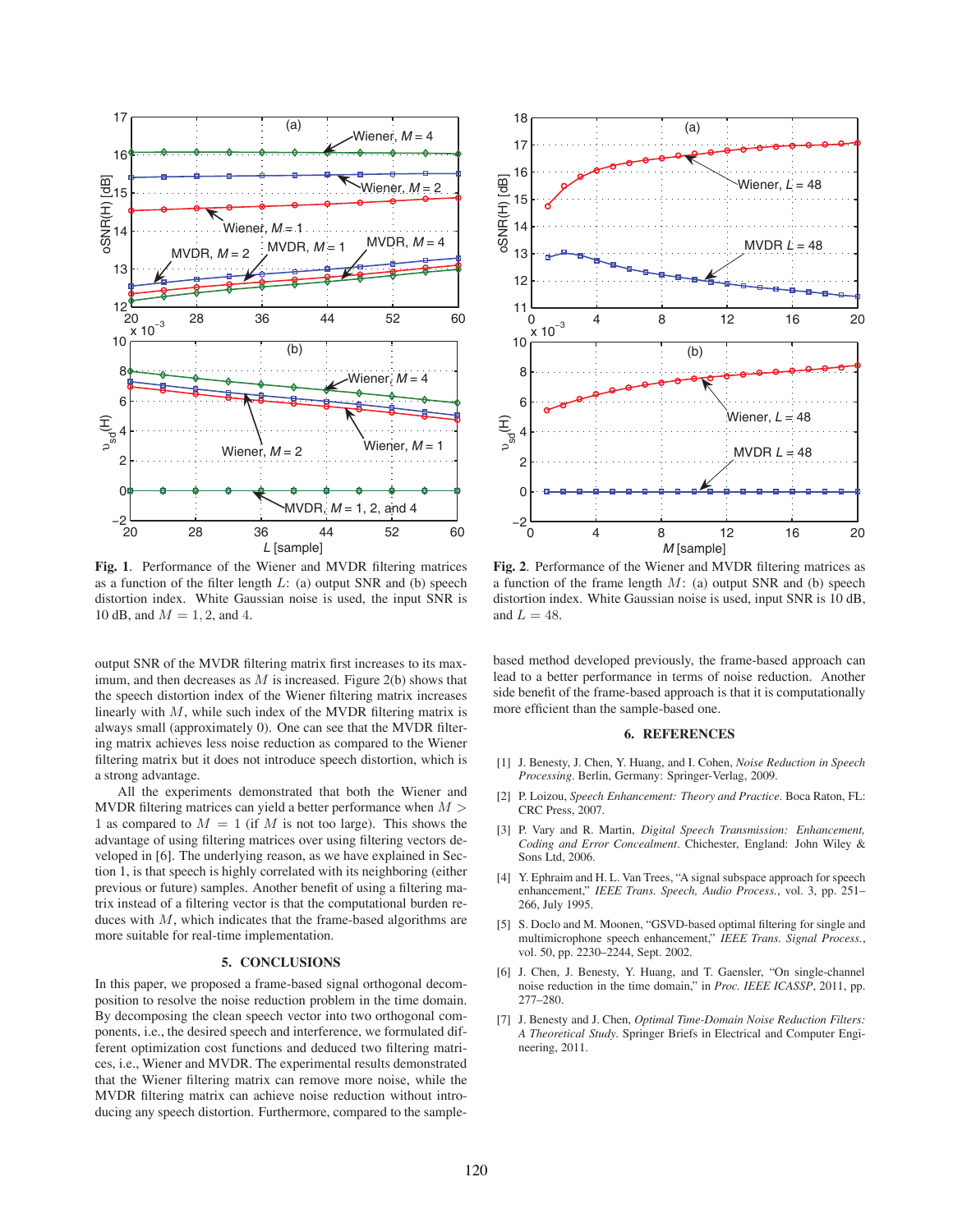17
16
15
14
13
12
oSNR(H) [dB]
(a)
Wiener, $M = 4$
Wiener, $M = 2$
Wiener, $M = 1$
MVDR, $M = 2$
MVDR, $M = 1$
MVDR, $M = 4$
20 28 36 44 52 60
x $10^{-3}$
10
8
6
4
2
0
−2
$\upsilon_{sd}(H)$
(b)
Wiener, $M = 4$
Wiener, $M = 2$
Wiener, $M = 1$
MVDR, $M = 1, 2,$ and 4
20 28 36 44 52 60
$L$ [sample]

**Fig. 1**. Performance of the Wiener and MVDR filtering matrices as a function of the filter length $L$: (a) output SNR and (b) speech distortion index. White Gaussian noise is used, the input SNR is 10 dB, and $M = 1, 2,$ and $4$.

18
17
16
15
14
13
12
11
oSNR(H) [dB]
(a)
Wiener, $L = 48$
MVDR $L = 48$
0 4 8 12 16 20
x $10^{-3}$
10
8
6
4
2
0
−2
$\upsilon_{sd}(H)$
(b)
Wiener, $L = 48$
MVDR $L = 48$
0 4 8 12 16 20
$M$ [sample]

**Fig. 2**. Performance of the Wiener and MVDR filtering matrices as a function of the frame length $M$: (a) output SNR and (b) speech distortion index. White Gaussian noise is used, input SNR is 10 dB, and $L = 48$.

output SNR of the MVDR filtering matrix first increases to its maximum, and then decreases as $M$ is increased. Figure 2(b) shows that the speech distortion index of the Wiener filtering matrix increases linearly with $M$, while such index of the MVDR filtering matrix is always small (approximately 0). One can see that the MVDR filtering matrix achieves less noise reduction as compared to the Wiener filtering matrix but it does not introduce speech distortion, which is a strong advantage.

All the experiments demonstrated that both the Wiener and MVDR filtering matrices can yield a better performance when $M > 1$ as compared to $M = 1$ (if $M$ is not too large). This shows the advantage of using filtering matrices over using filtering vectors developed in [6]. The underlying reason, as we have explained in Section 1, is that speech is highly correlated with its neighboring (either previous or future) samples. Another benefit of using a filtering matrix instead of a filtering vector is that the computational burden reduces with $M$, which indicates that the frame-based algorithms are more suitable for real-time implementation.

## 5. CONCLUSIONS

In this paper, we proposed a frame-based signal orthogonal decomposition to resolve the noise reduction problem in the time domain. By decomposing the clean speech vector into two orthogonal components, i.e., the desired speech and interference, we formulated different optimization cost functions and deduced two filtering matrices, i.e., Wiener and MVDR. The experimental results demonstrated that the Wiener filtering matrix can remove more noise, while the MVDR filtering matrix can achieve noise reduction without introducing any speech distortion. Furthermore, compared to the sample-based method developed previously, the frame-based approach can lead to a better performance in terms of noise reduction. Another side benefit of the frame-based approach is that it is computationally more efficient than the sample-based one.

## 6. REFERENCES

[1] J. Benesty, J. Chen, Y. Huang, and I. Cohen, *Noise Reduction in Speech Processing*. Berlin, Germany: Springer-Verlag, 2009.

[2] P. Loizou, *Speech Enhancement: Theory and Practice*. Boca Raton, FL: CRC Press, 2007.

[3] P. Vary and R. Martin, *Digital Speech Transmission: Enhancement, Coding and Error Concealment*. Chichester, England: John Wiley & Sons Ltd, 2006.

[4] Y. Ephraim and H. L. Van Trees, "A signal subspace approach for speech enhancement," *IEEE Trans. Speech, Audio Process.*, vol. 3, pp. 251–266, July 1995.

[5] S. Doclo and M. Moonen, "GSVD-based optimal filtering for single and multimicrophone speech enhancement," *IEEE Trans. Signal Process.*, vol. 50, pp. 2230–2244, Sept. 2002.

[6] J. Chen, J. Benesty, Y. Huang, and T. Gaensler, "On single-channel noise reduction in the time domain," in *Proc. IEEE ICASSP*, 2011, pp. 277–280.

[7] J. Benesty and J. Chen, *Optimal Time-Domain Noise Reduction Filters: A Theoretical Study*. Springer Briefs in Electrical and Computer Engineering, 2011.